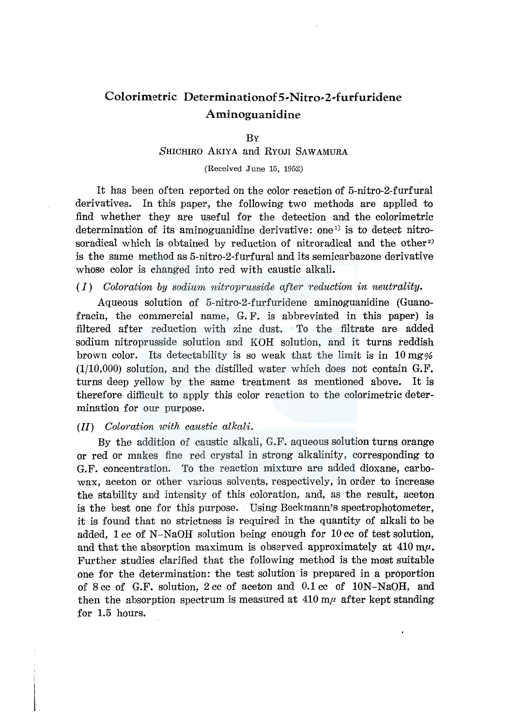# Colorimetric Determinationof 5-Nitro-2-furfuridene Aminoguanidine

By

*S*HICHIRO AKIYA and RYOJI SAWAMURA

(Received June 15, 1952)

It has been often reported on the color reaction of 5-nitro-2-furfural derivatives. In this paper, the following two methods are applied to find whether they are useful for the detection and the colorimetric determination of its aminoguanidine derivative: one[1] is to detect nitrosoradical which is obtained by reduction of nitroradical and the other[2] is the same method as 5-nitro-2-furfural and its semicarbazone derivative whose color is changed into red with caustic alkali.

(*I*) *Coloration by sodium nitroprusside after reduction in neutrality.*

Aqueous solution of 5-nitro-2-furfuridene aminoguanidine (Guanofracin, the commercial name, G. F. is abbreviated in this paper) is filtered after reduction with zinc dust. To the filtrate are added sodium nitroprusside solution and KOH solution, and it turns reddish brown color. Its detectability is so weak that the limit is in 10 mg% (1/10,000) solution, and the distilled water which does not contain G.F. turns deep yellow by the same treatment as mentioned above. It is therefore difficult to apply this color reaction to the colorimetric determination for our purpose.

(*II*) *Coloration with caustic alkali.*

By the addition of caustic alkali, G.F. aqueous solution turns orange or red or makes fine red crystal in strong alkalinity, corresponding to G.F. concentration. To the reaction mixture are added dioxane, carbowax, aceton or other various solvents, respectively, in order to increase the stability and intensity of this coloration, and, as the result, aceton is the best one for this purpose. Using Beckmann's spectrophotometer, it is found that no strictness is required in the quantity of alkali to be added, 1 cc of N–NaOH solution being enough for 10 cc of test solution, and that the absorption maximum is observed approximately at 410 m$\mu$. Further studies clarified that the following method is the most suitable one for the determination: the test solution is prepared in a proportion of 8 cc of G.F. solution, 2 cc of aceton and 0.1 cc of 10N–NaOH, and then the absorption spectrum is measured at 410 m$\mu$ after kept standing for 1.5 hours.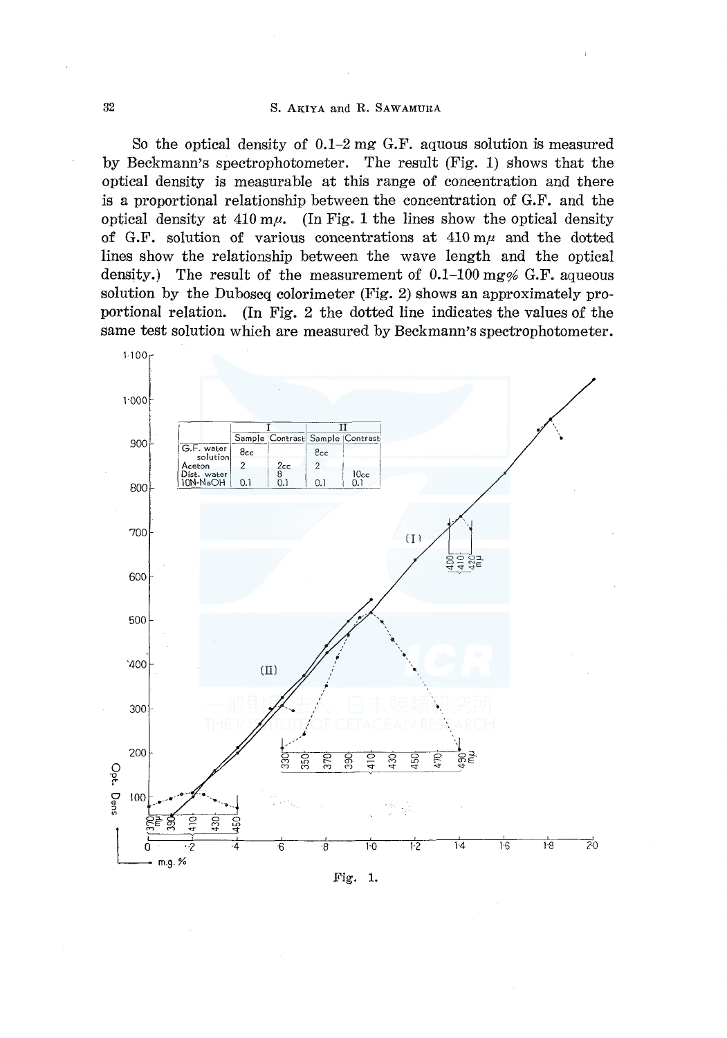So the optical density of 0.1–2 mg G.F. aquous solution is measured by Beckmann's spectrophotometer. The result (Fig. 1) shows that the optical density is measurable at this range of concentration and there is a proportional relationship between the concentration of G.F. and the optical density at 410 mμ. (In Fig. 1 the lines show the optical density of G.F. solution of various concentrations at 410 mμ and the dotted lines show the relationship between the wave length and the optical density.) The result of the measurement of 0.1–100 mg% G.F. aqueous solution by the Duboscq colorimeter (Fig. 2) shows an approximately proportional relation. (In Fig. 2 the dotted line indicates the values of the same test solution which are measured by Beckmann's spectrophotometer.

| | I | | II | |
|---|---|---|---|---|
| | Sample | Contrast | Sample | Contrast |
| G.F. water solution | 8cc | | 8cc | |
| Aceton | 2 | 2cc | 2 | |
| Dist. water | | 8 | | 10cc |
| 10N-NaOH | 0.1 | 0.1 | 0.1 | 0.1 |

Fig. 1.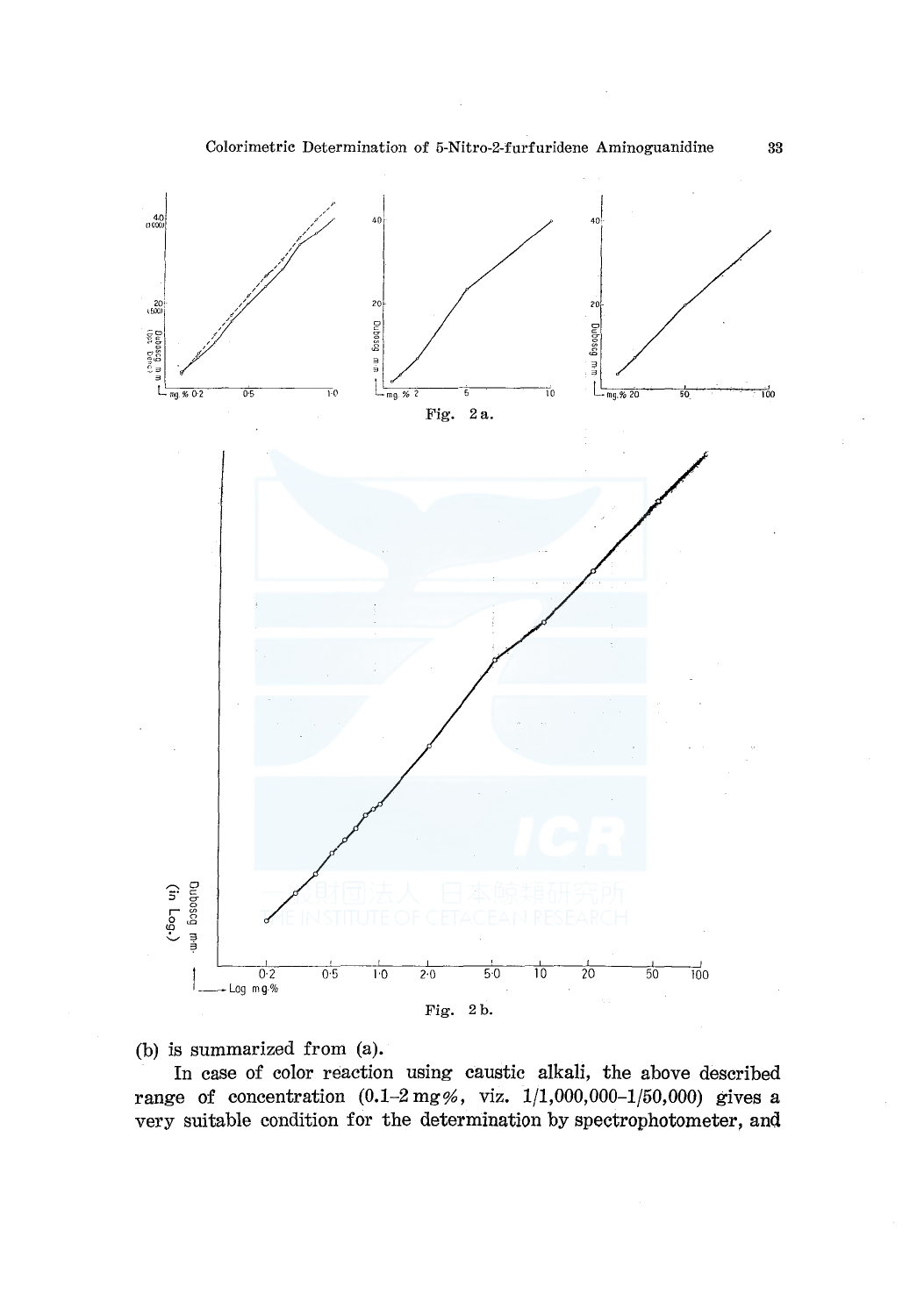Fig. 2a.

Fig. 2b.

(b) is summarized from (a).

In case of color reaction using caustic alkali, the above described range of concentration (0.1–2 mg%, viz. 1/1,000,000–1/50,000) gives a very suitable condition for the determination by spectrophotometer, and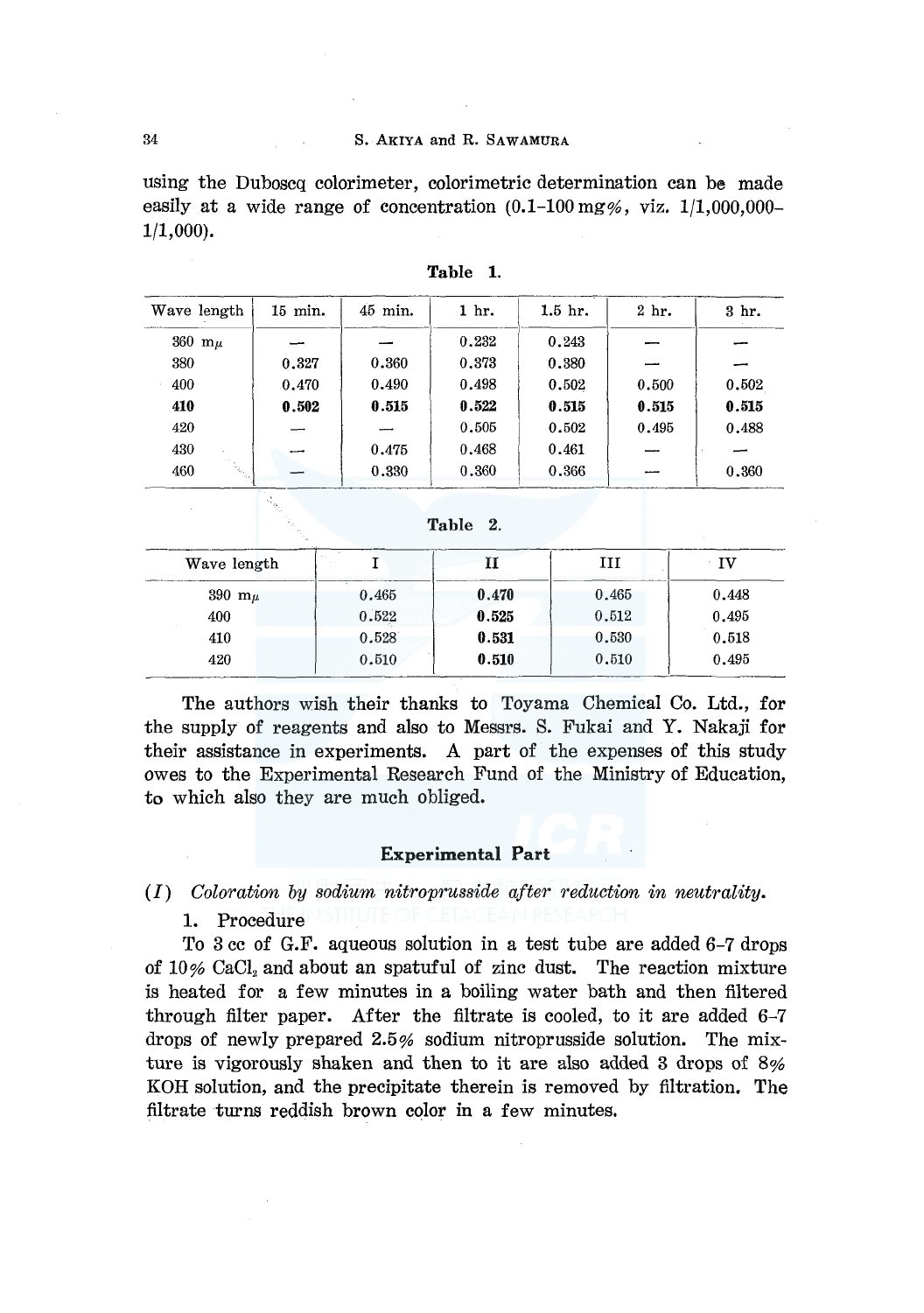using the Duboscq colorimeter, colorimetric determination can be made easily at a wide range of concentration (0.1–100 mg%, viz. 1/1,000,000–1/1,000).

**Table 1.**

| Wave length | 15 min. | 45 min. | 1 hr. | 1.5 hr. | 2 hr. | 3 hr. |
|---|---|---|---|---|---|---|
| 360 mμ | — | — | 0.232 | 0.243 | — | — |
| 380 | 0.327 | 0.360 | 0.373 | 0.380 | — | — |
| 400 | 0.470 | 0.490 | 0.498 | 0.502 | 0.500 | 0.502 |
| **410** | **0.502** | **0.515** | **0.522** | **0.515** | **0.515** | **0.515** |
| 420 | — | — | 0.505 | 0.502 | 0.495 | 0.488 |
| 430 | — | 0.475 | 0.468 | 0.461 | — | — |
| 460 | — | 0.330 | 0.360 | 0.366 | — | 0.360 |

**Table 2.**

| Wave length | I | II | III | IV |
|---|---|---|---|---|
| 390 mμ | 0.465 | **0.470** | 0.465 | 0.448 |
| 400 | 0.522 | **0.525** | 0.512 | 0.495 |
| 410 | 0.528 | **0.531** | 0.530 | 0.518 |
| 420 | 0.510 | **0.510** | 0.510 | 0.495 |

The authors wish their thanks to Toyama Chemical Co. Ltd., for the supply of reagents and also to Messrs. S. Fukai and Y. Nakaji for their assistance in experiments. A part of the expenses of this study owes to the Experimental Research Fund of the Ministry of Education, to which also they are much obliged.

## Experimental Part

### (*I*) *Coloration by sodium nitroprusside after reduction in neutrality.*

1. Procedure

To 3 cc of G.F. aqueous solution in a test tube are added 6–7 drops of 10% $CaCl_2$ and about an spatuful of zinc dust. The reaction mixture is heated for a few minutes in a boiling water bath and then filtered through filter paper. After the filtrate is cooled, to it are added 6–7 drops of newly prepared 2.5% sodium nitroprusside solution. The mixture is vigorously shaken and then to it are also added 3 drops of 8% KOH solution, and the precipitate therein is removed by filtration. The filtrate turns reddish brown color in a few minutes.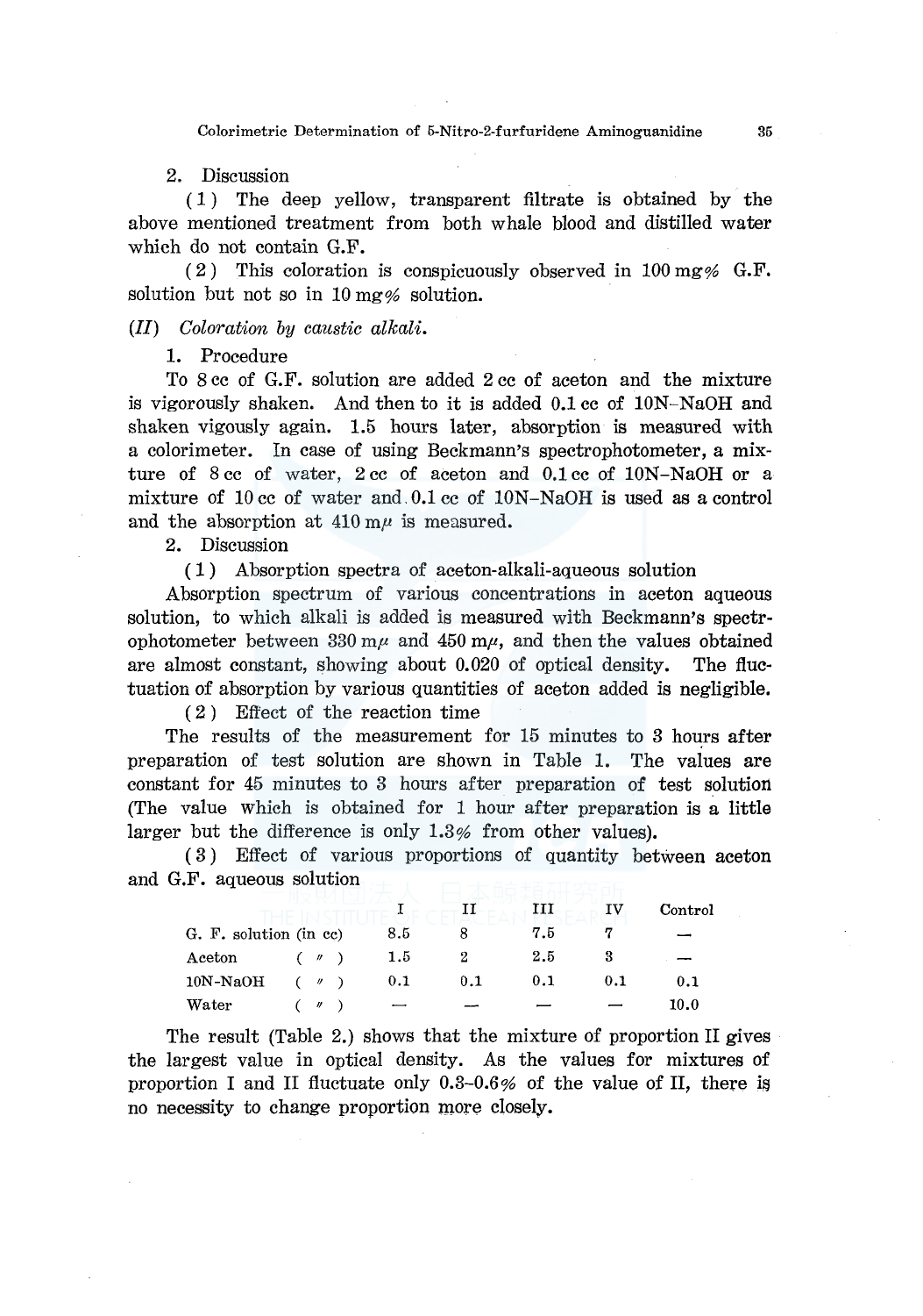2. Discussion

(1) The deep yellow, transparent filtrate is obtained by the above mentioned treatment from both whale blood and distilled water which do not contain G.F.

(2) This coloration is conspicuously observed in 100 mg% G.F. solution but not so in 10 mg% solution.

*(II) Coloration by caustic alkali.*

1. Procedure

To 8 cc of G.F. solution are added 2 cc of aceton and the mixture is vigorously shaken. And then to it is added 0.1 cc of 10N–NaOH and shaken vigously again. 1.5 hours later, absorption is measured with a colorimeter. In case of using Beckmann's spectrophotometer, a mixture of 8 cc of water, 2 cc of aceton and 0.1 cc of 10N–NaOH or a mixture of 10 cc of water and 0.1 cc of 10N–NaOH is used as a control and the absorption at 410 m$\mu$ is measured.

2. Discussion

(1) Absorption spectra of aceton-alkali-aqueous solution

Absorption spectrum of various concentrations in aceton aqueous solution, to which alkali is added is measured with Beckmann's spectrophotometer between 330 m$\mu$ and 450 m$\mu$, and then the values obtained are almost constant, showing about 0.020 of optical density. The fluctuation of absorption by various quantities of aceton added is negligible.

(2) Effect of the reaction time

The results of the measurement for 15 minutes to 3 hours after preparation of test solution are shown in Table 1. The values are constant for 45 minutes to 3 hours after preparation of test solution (The value which is obtained for 1 hour after preparation is a little larger but the difference is only 1.3% from other values).

(3) Effect of various proportions of quantity between aceton and G.F. aqueous solution

| | I | II | III | IV | Control |
|---|---|---|---|---|---|
| G. F. solution (in cc) | 8.5 | 8 | 7.5 | 7 | — |
| Aceton ( 〃 ) | 1.5 | 2 | 2.5 | 3 | — |
| 10N-NaOH ( 〃 ) | 0.1 | 0.1 | 0.1 | 0.1 | 0.1 |
| Water ( 〃 ) | — | — | — | — | 10.0 |

The result (Table 2.) shows that the mixture of proportion II gives the largest value in optical density. As the values for mixtures of proportion I and II fluctuate only 0.3–0.6% of the value of II, there is no necessity to change proportion more closely.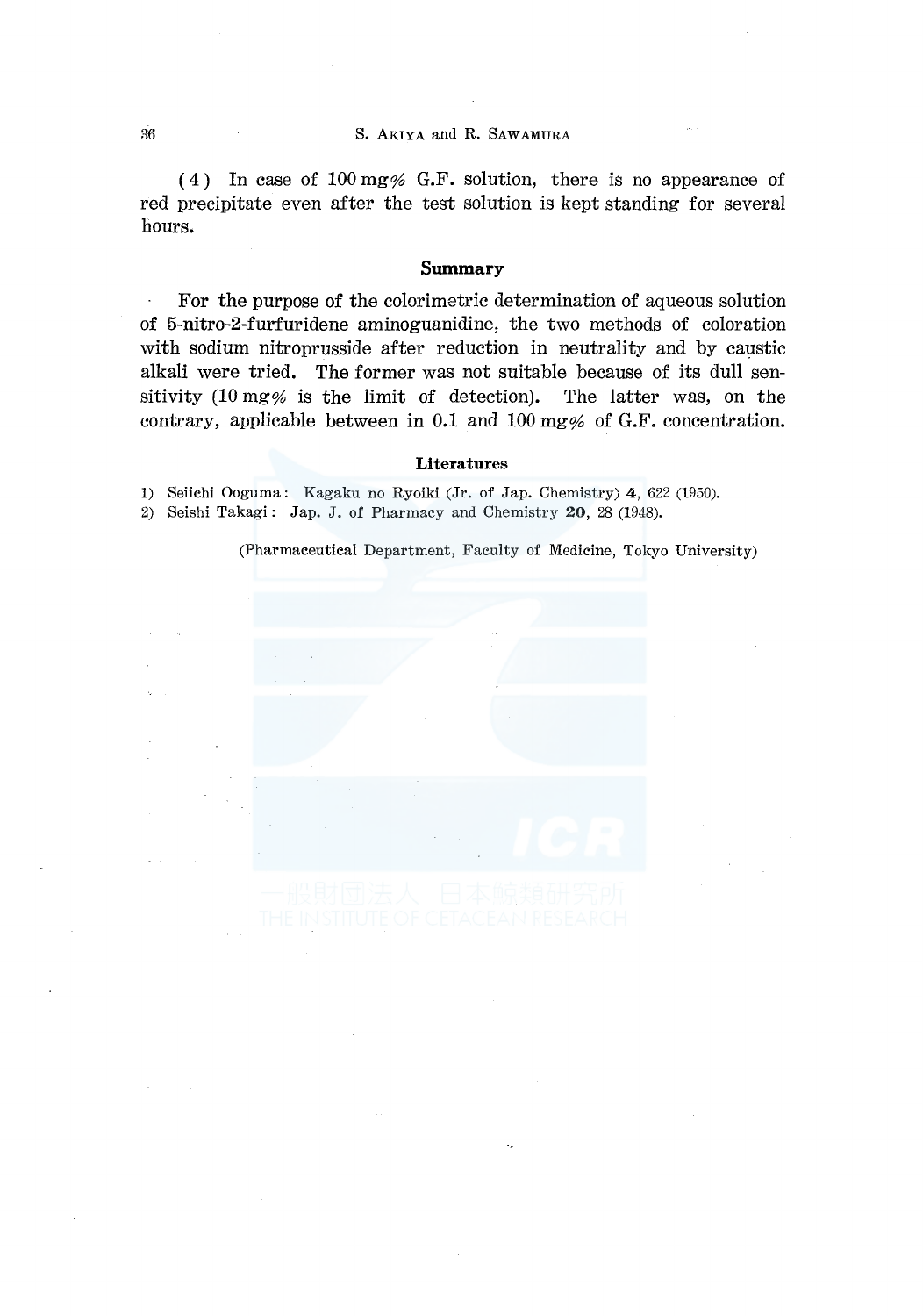(4) In case of 100 mg% G.F. solution, there is no appearance of red precipitate even after the test solution is kept standing for several hours.

## Summary

For the purpose of the colorimetric determination of aqueous solution of 5-nitro-2-furfuridene aminoguanidine, the two methods of coloration with sodium nitroprusside after reduction in neutrality and by caustic alkali were tried. The former was not suitable because of its dull sensitivity (10 mg% is the limit of detection). The latter was, on the contrary, applicable between in 0.1 and 100 mg% of G.F. concentration.

### Literatures

1) Seiichi Ooguma: Kagaku no Ryoiki (Jr. of Jap. Chemistry) **4**, 622 (1950).
2) Seishi Takagi: Jap. J. of Pharmacy and Chemistry **20**, 28 (1948).

(Pharmaceutical Department, Faculty of Medicine, Tokyo University)